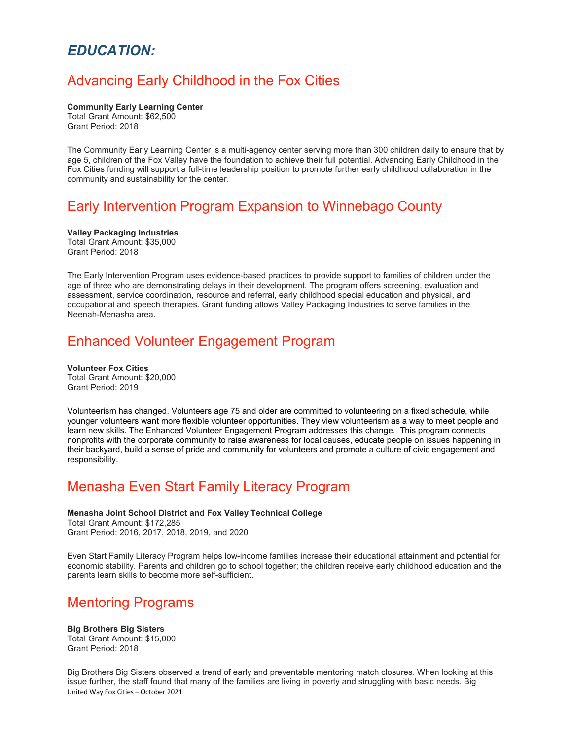# *EDUCATION:*

## Advancing Early Childhood in the Fox Cities

**Community Early Learning Center**
Total Grant Amount: $62,500
Grant Period: 2018

The Community Early Learning Center is a multi-agency center serving more than 300 children daily to ensure that by age 5, children of the Fox Valley have the foundation to achieve their full potential. Advancing Early Childhood in the Fox Cities funding will support a full-time leadership position to promote further early childhood collaboration in the community and sustainability for the center.

## Early Intervention Program Expansion to Winnebago County

**Valley Packaging Industries**
Total Grant Amount: $35,000
Grant Period: 2018

The Early Intervention Program uses evidence-based practices to provide support to families of children under the age of three who are demonstrating delays in their development. The program offers screening, evaluation and assessment, service coordination, resource and referral, early childhood special education and physical, and occupational and speech therapies. Grant funding allows Valley Packaging Industries to serve families in the Neenah-Menasha area.

## Enhanced Volunteer Engagement Program

**Volunteer Fox Cities**
Total Grant Amount: $20,000
Grant Period: 2019

Volunteerism has changed. Volunteers age 75 and older are committed to volunteering on a fixed schedule, while younger volunteers want more flexible volunteer opportunities. They view volunteerism as a way to meet people and learn new skills. The Enhanced Volunteer Engagement Program addresses this change. This program connects nonprofits with the corporate community to raise awareness for local causes, educate people on issues happening in their backyard, build a sense of pride and community for volunteers and promote a culture of civic engagement and responsibility.

## Menasha Even Start Family Literacy Program

**Menasha Joint School District and Fox Valley Technical College**
Total Grant Amount: $172,285
Grant Period: 2016, 2017, 2018, 2019, and 2020

Even Start Family Literacy Program helps low-income families increase their educational attainment and potential for economic stability. Parents and children go to school together; the children receive early childhood education and the parents learn skills to become more self-sufficient.

## Mentoring Programs

**Big Brothers Big Sisters**
Total Grant Amount: $15,000
Grant Period: 2018

Big Brothers Big Sisters observed a trend of early and preventable mentoring match closures. When looking at this issue further, the staff found that many of the families are living in poverty and struggling with basic needs. Big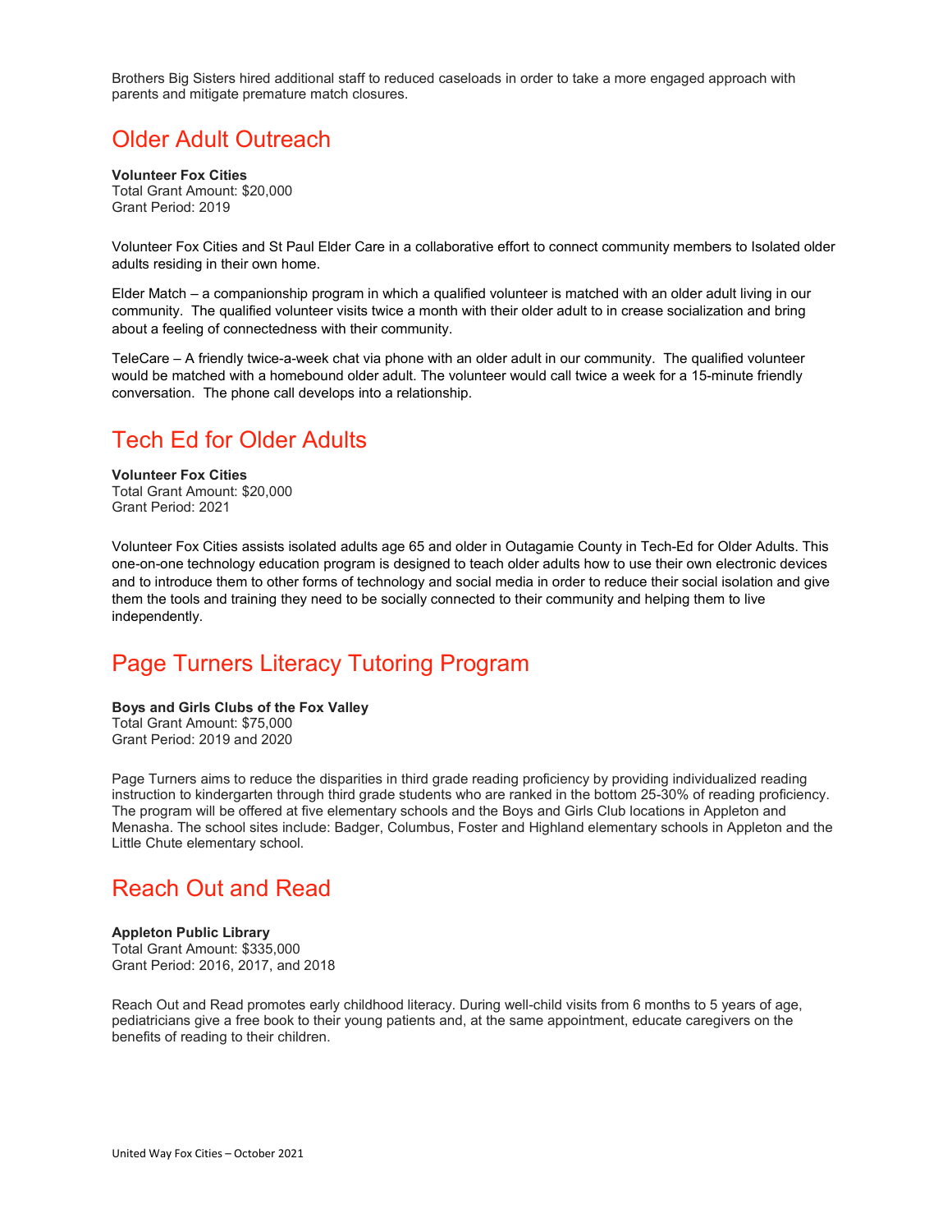Brothers Big Sisters hired additional staff to reduced caseloads in order to take a more engaged approach with parents and mitigate premature match closures.

## Older Adult Outreach

**Volunteer Fox Cities**
Total Grant Amount: $20,000
Grant Period: 2019

Volunteer Fox Cities and St Paul Elder Care in a collaborative effort to connect community members to Isolated older adults residing in their own home.

Elder Match – a companionship program in which a qualified volunteer is matched with an older adult living in our community. The qualified volunteer visits twice a month with their older adult to in crease socialization and bring about a feeling of connectedness with their community.

TeleCare – A friendly twice-a-week chat via phone with an older adult in our community. The qualified volunteer would be matched with a homebound older adult. The volunteer would call twice a week for a 15-minute friendly conversation. The phone call develops into a relationship.

## Tech Ed for Older Adults

**Volunteer Fox Cities**
Total Grant Amount: $20,000
Grant Period: 2021

Volunteer Fox Cities assists isolated adults age 65 and older in Outagamie County in Tech-Ed for Older Adults. This one-on-one technology education program is designed to teach older adults how to use their own electronic devices and to introduce them to other forms of technology and social media in order to reduce their social isolation and give them the tools and training they need to be socially connected to their community and helping them to live independently.

## Page Turners Literacy Tutoring Program

**Boys and Girls Clubs of the Fox Valley**
Total Grant Amount: $75,000
Grant Period: 2019 and 2020

Page Turners aims to reduce the disparities in third grade reading proficiency by providing individualized reading instruction to kindergarten through third grade students who are ranked in the bottom 25-30% of reading proficiency. The program will be offered at five elementary schools and the Boys and Girls Club locations in Appleton and Menasha. The school sites include: Badger, Columbus, Foster and Highland elementary schools in Appleton and the Little Chute elementary school.

## Reach Out and Read

**Appleton Public Library**
Total Grant Amount: $335,000
Grant Period: 2016, 2017, and 2018

Reach Out and Read promotes early childhood literacy. During well-child visits from 6 months to 5 years of age, pediatricians give a free book to their young patients and, at the same appointment, educate caregivers on the benefits of reading to their children.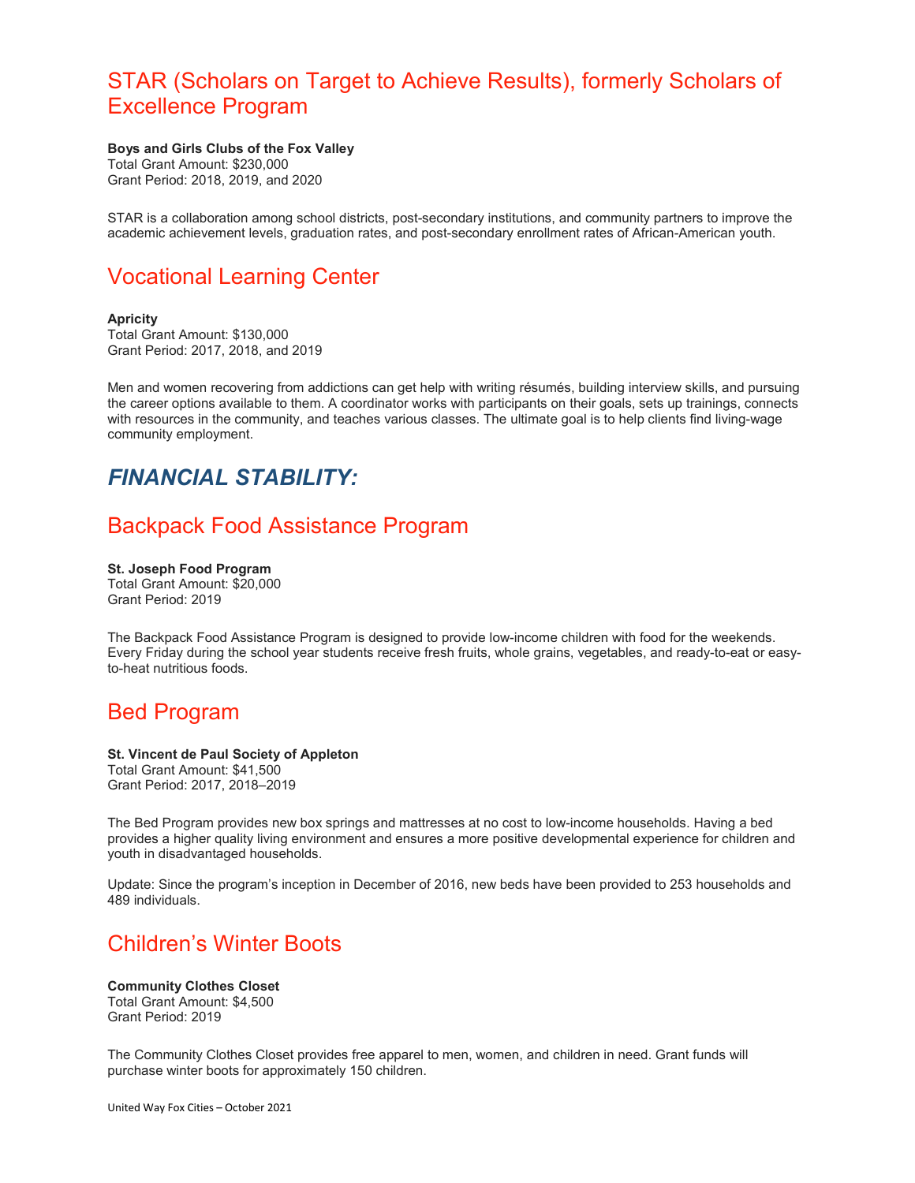## STAR (Scholars on Target to Achieve Results), formerly Scholars of Excellence Program

**Boys and Girls Clubs of the Fox Valley**
Total Grant Amount: $230,000
Grant Period: 2018, 2019, and 2020

STAR is a collaboration among school districts, post-secondary institutions, and community partners to improve the academic achievement levels, graduation rates, and post-secondary enrollment rates of African-American youth.

## Vocational Learning Center

**Apricity**
Total Grant Amount: $130,000
Grant Period: 2017, 2018, and 2019

Men and women recovering from addictions can get help with writing résumés, building interview skills, and pursuing the career options available to them. A coordinator works with participants on their goals, sets up trainings, connects with resources in the community, and teaches various classes. The ultimate goal is to help clients find living-wage community employment.

# *FINANCIAL STABILITY:*

## Backpack Food Assistance Program

**St. Joseph Food Program**
Total Grant Amount: $20,000
Grant Period: 2019

The Backpack Food Assistance Program is designed to provide low-income children with food for the weekends. Every Friday during the school year students receive fresh fruits, whole grains, vegetables, and ready-to-eat or easy-to-heat nutritious foods.

## Bed Program

**St. Vincent de Paul Society of Appleton**
Total Grant Amount: $41,500
Grant Period: 2017, 2018–2019

The Bed Program provides new box springs and mattresses at no cost to low-income households. Having a bed provides a higher quality living environment and ensures a more positive developmental experience for children and youth in disadvantaged households.

Update: Since the program's inception in December of 2016, new beds have been provided to 253 households and 489 individuals.

## Children's Winter Boots

**Community Clothes Closet**
Total Grant Amount: $4,500
Grant Period: 2019

The Community Clothes Closet provides free apparel to men, women, and children in need. Grant funds will purchase winter boots for approximately 150 children.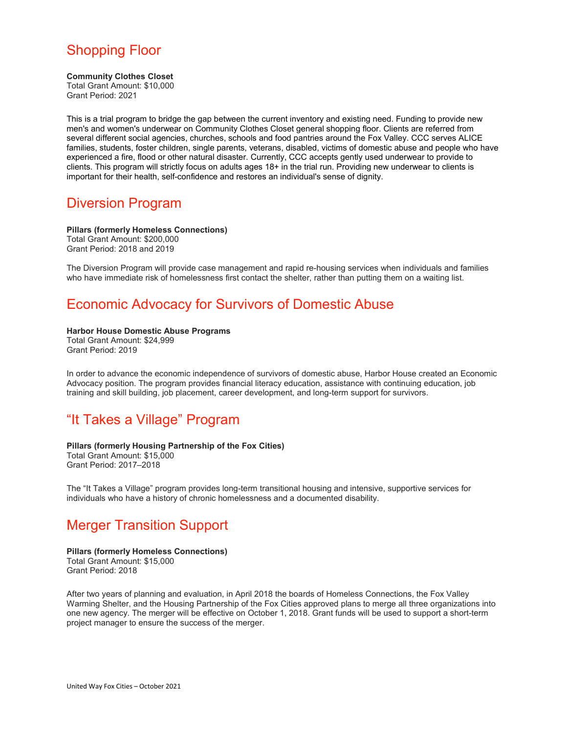## Shopping Floor

**Community Clothes Closet**
Total Grant Amount: $10,000
Grant Period: 2021

This is a trial program to bridge the gap between the current inventory and existing need. Funding to provide new men's and women's underwear on Community Clothes Closet general shopping floor. Clients are referred from several different social agencies, churches, schools and food pantries around the Fox Valley. CCC serves ALICE families, students, foster children, single parents, veterans, disabled, victims of domestic abuse and people who have experienced a fire, flood or other natural disaster. Currently, CCC accepts gently used underwear to provide to clients. This program will strictly focus on adults ages 18+ in the trial run. Providing new underwear to clients is important for their health, self-confidence and restores an individual's sense of dignity.

## Diversion Program

**Pillars (formerly Homeless Connections)**
Total Grant Amount: $200,000
Grant Period: 2018 and 2019

The Diversion Program will provide case management and rapid re-housing services when individuals and families who have immediate risk of homelessness first contact the shelter, rather than putting them on a waiting list.

## Economic Advocacy for Survivors of Domestic Abuse

**Harbor House Domestic Abuse Programs**
Total Grant Amount: $24,999
Grant Period: 2019

In order to advance the economic independence of survivors of domestic abuse, Harbor House created an Economic Advocacy position. The program provides financial literacy education, assistance with continuing education, job training and skill building, job placement, career development, and long-term support for survivors.

## "It Takes a Village" Program

**Pillars (formerly Housing Partnership of the Fox Cities)**
Total Grant Amount: $15,000
Grant Period: 2017–2018

The "It Takes a Village" program provides long-term transitional housing and intensive, supportive services for individuals who have a history of chronic homelessness and a documented disability.

## Merger Transition Support

**Pillars (formerly Homeless Connections)**
Total Grant Amount: $15,000
Grant Period: 2018

After two years of planning and evaluation, in April 2018 the boards of Homeless Connections, the Fox Valley Warming Shelter, and the Housing Partnership of the Fox Cities approved plans to merge all three organizations into one new agency. The merger will be effective on October 1, 2018. Grant funds will be used to support a short-term project manager to ensure the success of the merger.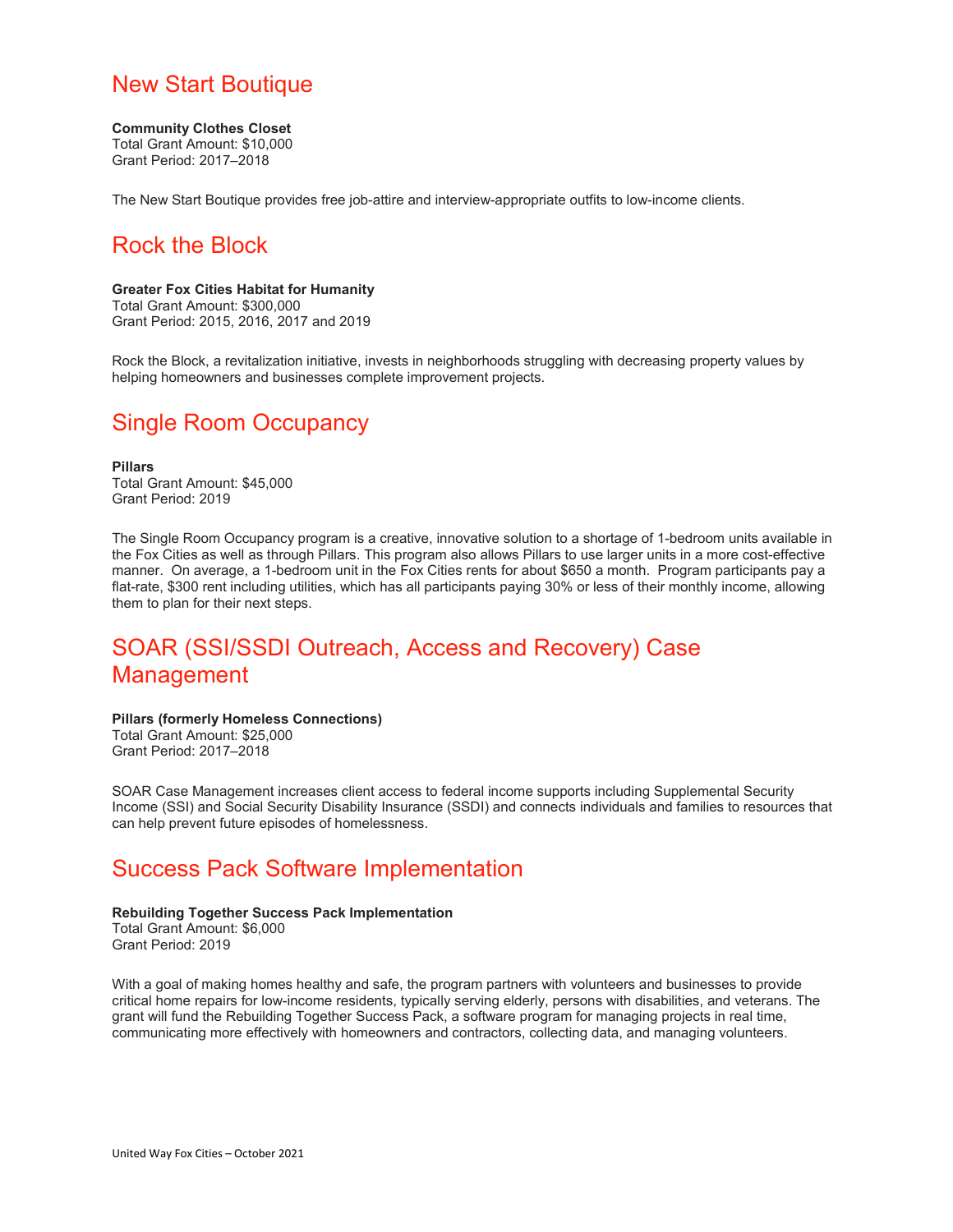## New Start Boutique

**Community Clothes Closet**
Total Grant Amount: $10,000
Grant Period: 2017–2018

The New Start Boutique provides free job-attire and interview-appropriate outfits to low-income clients.

## Rock the Block

**Greater Fox Cities Habitat for Humanity**
Total Grant Amount: $300,000
Grant Period: 2015, 2016, 2017 and 2019

Rock the Block, a revitalization initiative, invests in neighborhoods struggling with decreasing property values by helping homeowners and businesses complete improvement projects.

## Single Room Occupancy

**Pillars**
Total Grant Amount: $45,000
Grant Period: 2019

The Single Room Occupancy program is a creative, innovative solution to a shortage of 1-bedroom units available in the Fox Cities as well as through Pillars. This program also allows Pillars to use larger units in a more cost-effective manner. On average, a 1-bedroom unit in the Fox Cities rents for about $650 a month. Program participants pay a flat-rate, $300 rent including utilities, which has all participants paying 30% or less of their monthly income, allowing them to plan for their next steps.

## SOAR (SSI/SSDI Outreach, Access and Recovery) Case Management

**Pillars (formerly Homeless Connections)**
Total Grant Amount: $25,000
Grant Period: 2017–2018

SOAR Case Management increases client access to federal income supports including Supplemental Security Income (SSI) and Social Security Disability Insurance (SSDI) and connects individuals and families to resources that can help prevent future episodes of homelessness.

## Success Pack Software Implementation

**Rebuilding Together Success Pack Implementation**
Total Grant Amount: $6,000
Grant Period: 2019

With a goal of making homes healthy and safe, the program partners with volunteers and businesses to provide critical home repairs for low-income residents, typically serving elderly, persons with disabilities, and veterans. The grant will fund the Rebuilding Together Success Pack, a software program for managing projects in real time, communicating more effectively with homeowners and contractors, collecting data, and managing volunteers.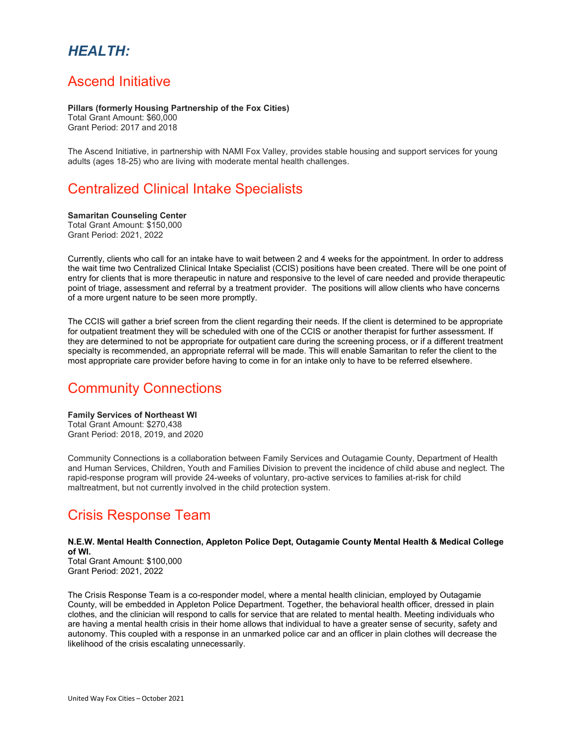# *HEALTH:*

## Ascend Initiative

**Pillars (formerly Housing Partnership of the Fox Cities)**
Total Grant Amount: $60,000
Grant Period: 2017 and 2018

The Ascend Initiative, in partnership with NAMI Fox Valley, provides stable housing and support services for young adults (ages 18-25) who are living with moderate mental health challenges.

## Centralized Clinical Intake Specialists

**Samaritan Counseling Center**
Total Grant Amount: $150,000
Grant Period: 2021, 2022

Currently, clients who call for an intake have to wait between 2 and 4 weeks for the appointment. In order to address the wait time two Centralized Clinical Intake Specialist (CCIS) positions have been created. There will be one point of entry for clients that is more therapeutic in nature and responsive to the level of care needed and provide therapeutic point of triage, assessment and referral by a treatment provider. The positions will allow clients who have concerns of a more urgent nature to be seen more promptly.

The CCIS will gather a brief screen from the client regarding their needs. If the client is determined to be appropriate for outpatient treatment they will be scheduled with one of the CCIS or another therapist for further assessment. If they are determined to not be appropriate for outpatient care during the screening process, or if a different treatment specialty is recommended, an appropriate referral will be made. This will enable Samaritan to refer the client to the most appropriate care provider before having to come in for an intake only to have to be referred elsewhere.

## Community Connections

**Family Services of Northeast WI**
Total Grant Amount: $270,438
Grant Period: 2018, 2019, and 2020

Community Connections is a collaboration between Family Services and Outagamie County, Department of Health and Human Services, Children, Youth and Families Division to prevent the incidence of child abuse and neglect. The rapid-response program will provide 24-weeks of voluntary, pro-active services to families at-risk for child maltreatment, but not currently involved in the child protection system.

## Crisis Response Team

**N.E.W. Mental Health Connection, Appleton Police Dept, Outagamie County Mental Health & Medical College of WI.**
Total Grant Amount: $100,000
Grant Period: 2021, 2022

The Crisis Response Team is a co-responder model, where a mental health clinician, employed by Outagamie County, will be embedded in Appleton Police Department. Together, the behavioral health officer, dressed in plain clothes, and the clinician will respond to calls for service that are related to mental health. Meeting individuals who are having a mental health crisis in their home allows that individual to have a greater sense of security, safety and autonomy. This coupled with a response in an unmarked police car and an officer in plain clothes will decrease the likelihood of the crisis escalating unnecessarily.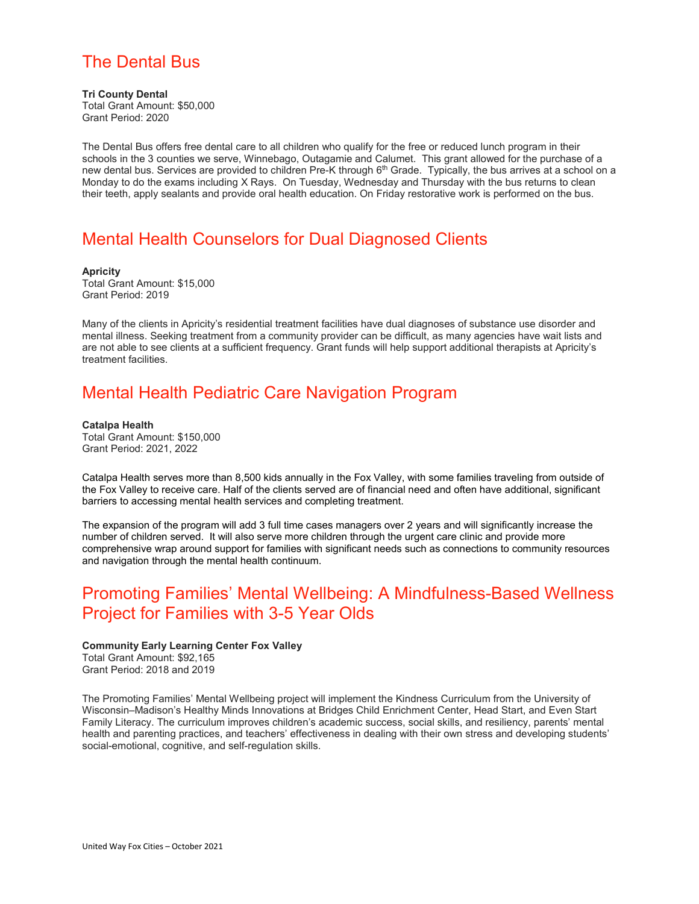## The Dental Bus

**Tri County Dental**
Total Grant Amount: $50,000
Grant Period: 2020

The Dental Bus offers free dental care to all children who qualify for the free or reduced lunch program in their schools in the 3 counties we serve, Winnebago, Outagamie and Calumet. This grant allowed for the purchase of a new dental bus. Services are provided to children Pre-K through 6th Grade. Typically, the bus arrives at a school on a Monday to do the exams including X Rays. On Tuesday, Wednesday and Thursday with the bus returns to clean their teeth, apply sealants and provide oral health education. On Friday restorative work is performed on the bus.

## Mental Health Counselors for Dual Diagnosed Clients

**Apricity**
Total Grant Amount: $15,000
Grant Period: 2019

Many of the clients in Apricity's residential treatment facilities have dual diagnoses of substance use disorder and mental illness. Seeking treatment from a community provider can be difficult, as many agencies have wait lists and are not able to see clients at a sufficient frequency. Grant funds will help support additional therapists at Apricity's treatment facilities.

## Mental Health Pediatric Care Navigation Program

**Catalpa Health**
Total Grant Amount: $150,000
Grant Period: 2021, 2022

Catalpa Health serves more than 8,500 kids annually in the Fox Valley, with some families traveling from outside of the Fox Valley to receive care. Half of the clients served are of financial need and often have additional, significant barriers to accessing mental health services and completing treatment.

The expansion of the program will add 3 full time cases managers over 2 years and will significantly increase the number of children served. It will also serve more children through the urgent care clinic and provide more comprehensive wrap around support for families with significant needs such as connections to community resources and navigation through the mental health continuum.

## Promoting Families' Mental Wellbeing: A Mindfulness-Based Wellness Project for Families with 3-5 Year Olds

**Community Early Learning Center Fox Valley**
Total Grant Amount: $92,165
Grant Period: 2018 and 2019

The Promoting Families' Mental Wellbeing project will implement the Kindness Curriculum from the University of Wisconsin–Madison's Healthy Minds Innovations at Bridges Child Enrichment Center, Head Start, and Even Start Family Literacy. The curriculum improves children's academic success, social skills, and resiliency, parents' mental health and parenting practices, and teachers' effectiveness in dealing with their own stress and developing students' social-emotional, cognitive, and self-regulation skills.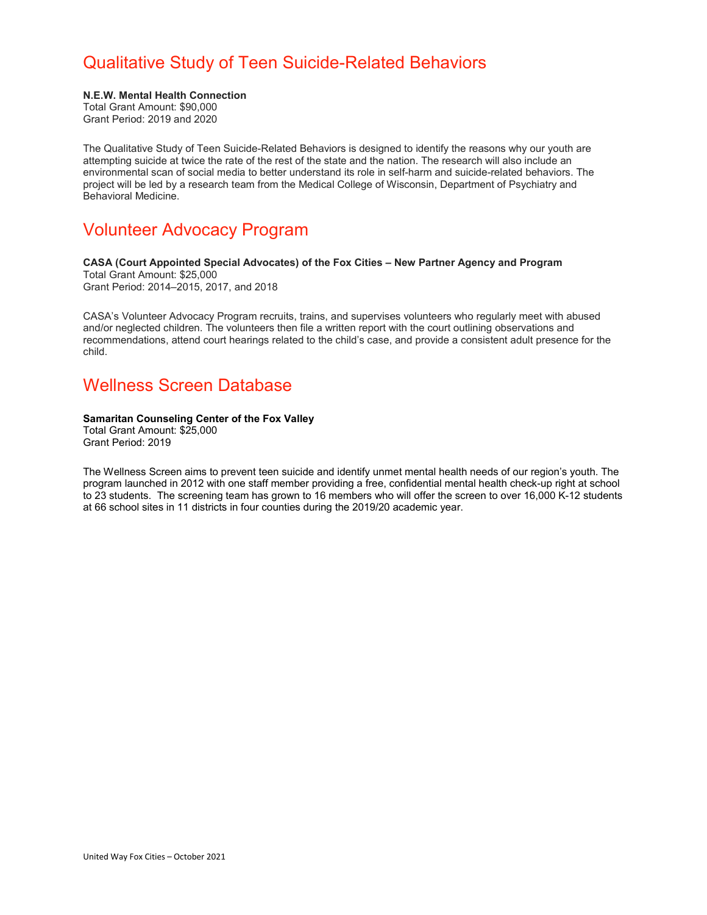## Qualitative Study of Teen Suicide-Related Behaviors

**N.E.W. Mental Health Connection**
Total Grant Amount: $90,000
Grant Period: 2019 and 2020

The Qualitative Study of Teen Suicide-Related Behaviors is designed to identify the reasons why our youth are attempting suicide at twice the rate of the rest of the state and the nation. The research will also include an environmental scan of social media to better understand its role in self-harm and suicide-related behaviors. The project will be led by a research team from the Medical College of Wisconsin, Department of Psychiatry and Behavioral Medicine.

## Volunteer Advocacy Program

**CASA (Court Appointed Special Advocates) of the Fox Cities – New Partner Agency and Program**
Total Grant Amount: $25,000
Grant Period: 2014–2015, 2017, and 2018

CASA's Volunteer Advocacy Program recruits, trains, and supervises volunteers who regularly meet with abused and/or neglected children. The volunteers then file a written report with the court outlining observations and recommendations, attend court hearings related to the child's case, and provide a consistent adult presence for the child.

## Wellness Screen Database

**Samaritan Counseling Center of the Fox Valley**
Total Grant Amount: $25,000
Grant Period: 2019

The Wellness Screen aims to prevent teen suicide and identify unmet mental health needs of our region's youth. The program launched in 2012 with one staff member providing a free, confidential mental health check-up right at school to 23 students. The screening team has grown to 16 members who will offer the screen to over 16,000 K-12 students at 66 school sites in 11 districts in four counties during the 2019/20 academic year.